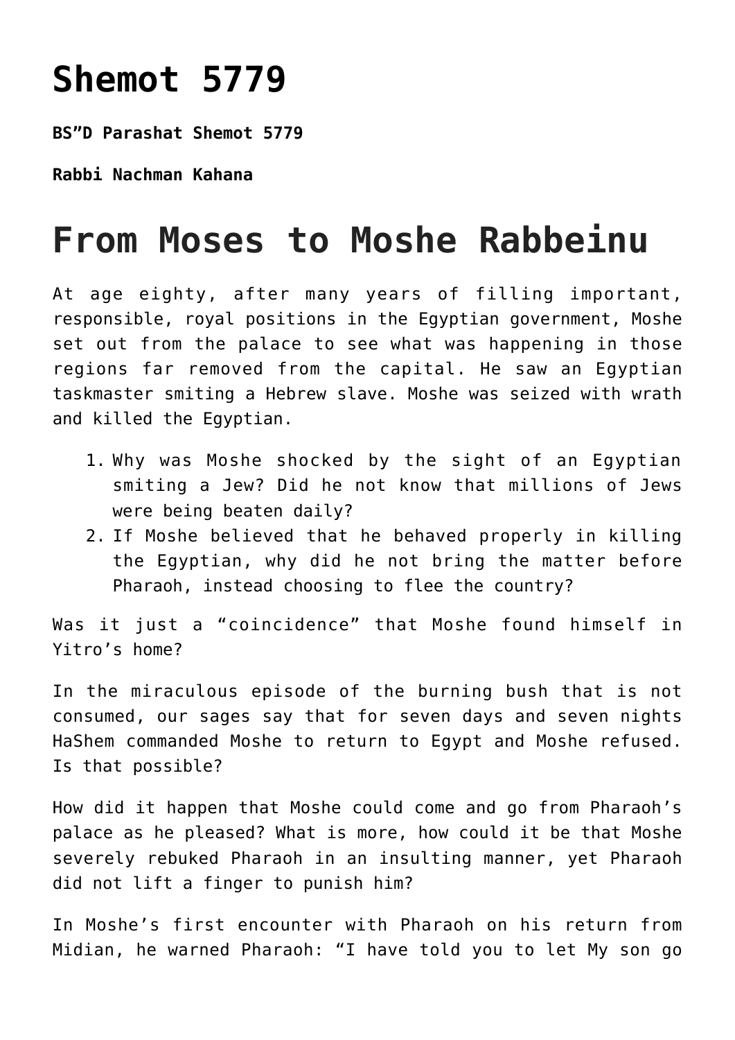# Shemot 5779

**BS"D Parashat Shemot 5779**

**Rabbi Nachman Kahana**

# From Moses to Moshe Rabbeinu

At age eighty, after many years of filling important, responsible, royal positions in the Egyptian government, Moshe set out from the palace to see what was happening in those regions far removed from the capital. He saw an Egyptian taskmaster smiting a Hebrew slave. Moshe was seized with wrath and killed the Egyptian.

1. Why was Moshe shocked by the sight of an Egyptian smiting a Jew? Did he not know that millions of Jews were being beaten daily?
2. If Moshe believed that he behaved properly in killing the Egyptian, why did he not bring the matter before Pharaoh, instead choosing to flee the country?

Was it just a "coincidence" that Moshe found himself in Yitro's home?

In the miraculous episode of the burning bush that is not consumed, our sages say that for seven days and seven nights HaShem commanded Moshe to return to Egypt and Moshe refused. Is that possible?

How did it happen that Moshe could come and go from Pharaoh's palace as he pleased? What is more, how could it be that Moshe severely rebuked Pharaoh in an insulting manner, yet Pharaoh did not lift a finger to punish him?

In Moshe's first encounter with Pharaoh on his return from Midian, he warned Pharaoh: "I have told you to let My son go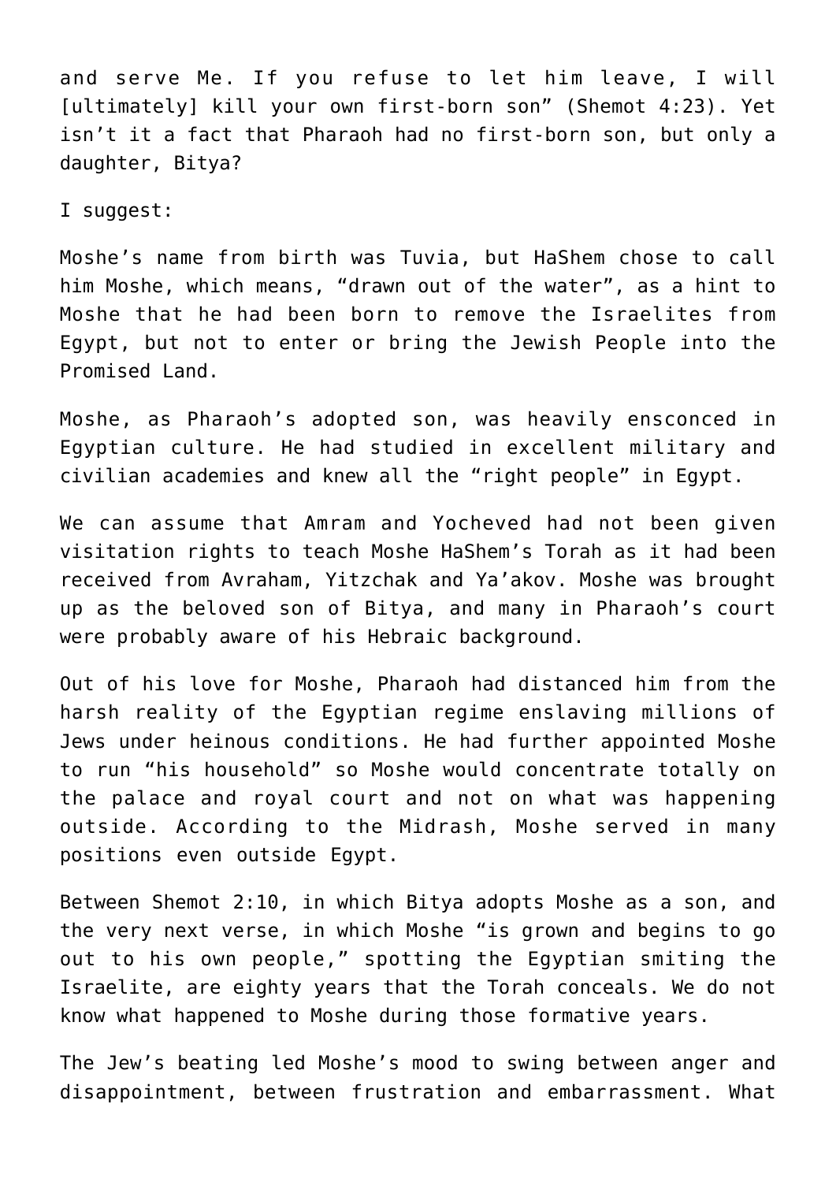and serve Me. If you refuse to let him leave, I will [ultimately] kill your own first-born son" (Shemot 4:23). Yet isn't it a fact that Pharaoh had no first-born son, but only a daughter, Bitya?

I suggest:

Moshe's name from birth was Tuvia, but HaShem chose to call him Moshe, which means, "drawn out of the water", as a hint to Moshe that he had been born to remove the Israelites from Egypt, but not to enter or bring the Jewish People into the Promised Land.

Moshe, as Pharaoh's adopted son, was heavily ensconced in Egyptian culture. He had studied in excellent military and civilian academies and knew all the "right people" in Egypt.

We can assume that Amram and Yocheved had not been given visitation rights to teach Moshe HaShem's Torah as it had been received from Avraham, Yitzchak and Ya'akov. Moshe was brought up as the beloved son of Bitya, and many in Pharaoh's court were probably aware of his Hebraic background.

Out of his love for Moshe, Pharaoh had distanced him from the harsh reality of the Egyptian regime enslaving millions of Jews under heinous conditions. He had further appointed Moshe to run "his household" so Moshe would concentrate totally on the palace and royal court and not on what was happening outside. According to the Midrash, Moshe served in many positions even outside Egypt.

Between Shemot 2:10, in which Bitya adopts Moshe as a son, and the very next verse, in which Moshe "is grown and begins to go out to his own people," spotting the Egyptian smiting the Israelite, are eighty years that the Torah conceals. We do not know what happened to Moshe during those formative years.

The Jew's beating led Moshe's mood to swing between anger and disappointment, between frustration and embarrassment. What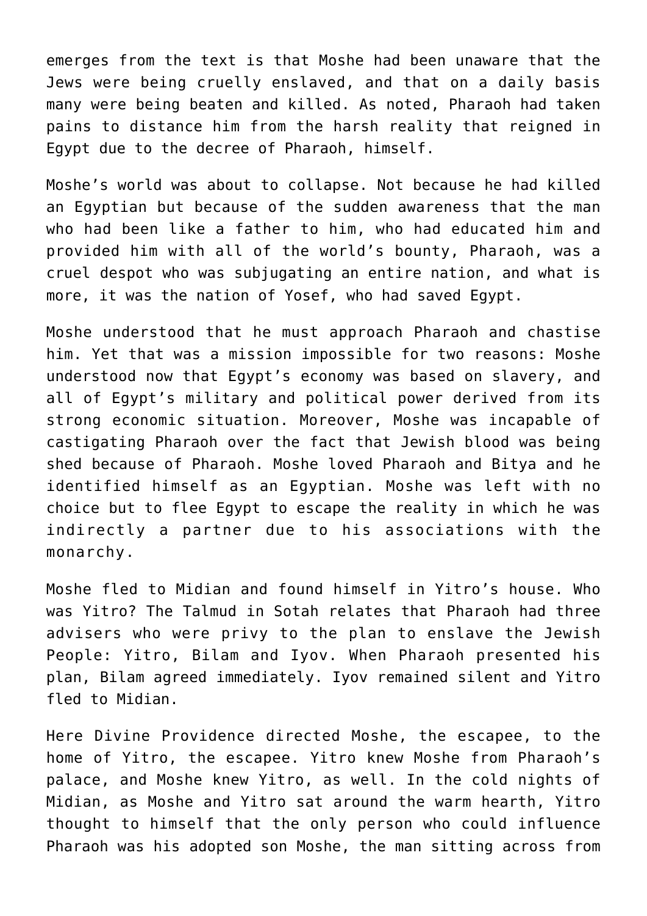emerges from the text is that Moshe had been unaware that the Jews were being cruelly enslaved, and that on a daily basis many were being beaten and killed. As noted, Pharaoh had taken pains to distance him from the harsh reality that reigned in Egypt due to the decree of Pharaoh, himself.

Moshe's world was about to collapse. Not because he had killed an Egyptian but because of the sudden awareness that the man who had been like a father to him, who had educated him and provided him with all of the world's bounty, Pharaoh, was a cruel despot who was subjugating an entire nation, and what is more, it was the nation of Yosef, who had saved Egypt.

Moshe understood that he must approach Pharaoh and chastise him. Yet that was a mission impossible for two reasons: Moshe understood now that Egypt's economy was based on slavery, and all of Egypt's military and political power derived from its strong economic situation. Moreover, Moshe was incapable of castigating Pharaoh over the fact that Jewish blood was being shed because of Pharaoh. Moshe loved Pharaoh and Bitya and he identified himself as an Egyptian. Moshe was left with no choice but to flee Egypt to escape the reality in which he was indirectly a partner due to his associations with the monarchy.

Moshe fled to Midian and found himself in Yitro's house. Who was Yitro? The Talmud in Sotah relates that Pharaoh had three advisers who were privy to the plan to enslave the Jewish People: Yitro, Bilam and Iyov. When Pharaoh presented his plan, Bilam agreed immediately. Iyov remained silent and Yitro fled to Midian.

Here Divine Providence directed Moshe, the escapee, to the home of Yitro, the escapee. Yitro knew Moshe from Pharaoh's palace, and Moshe knew Yitro, as well. In the cold nights of Midian, as Moshe and Yitro sat around the warm hearth, Yitro thought to himself that the only person who could influence Pharaoh was his adopted son Moshe, the man sitting across from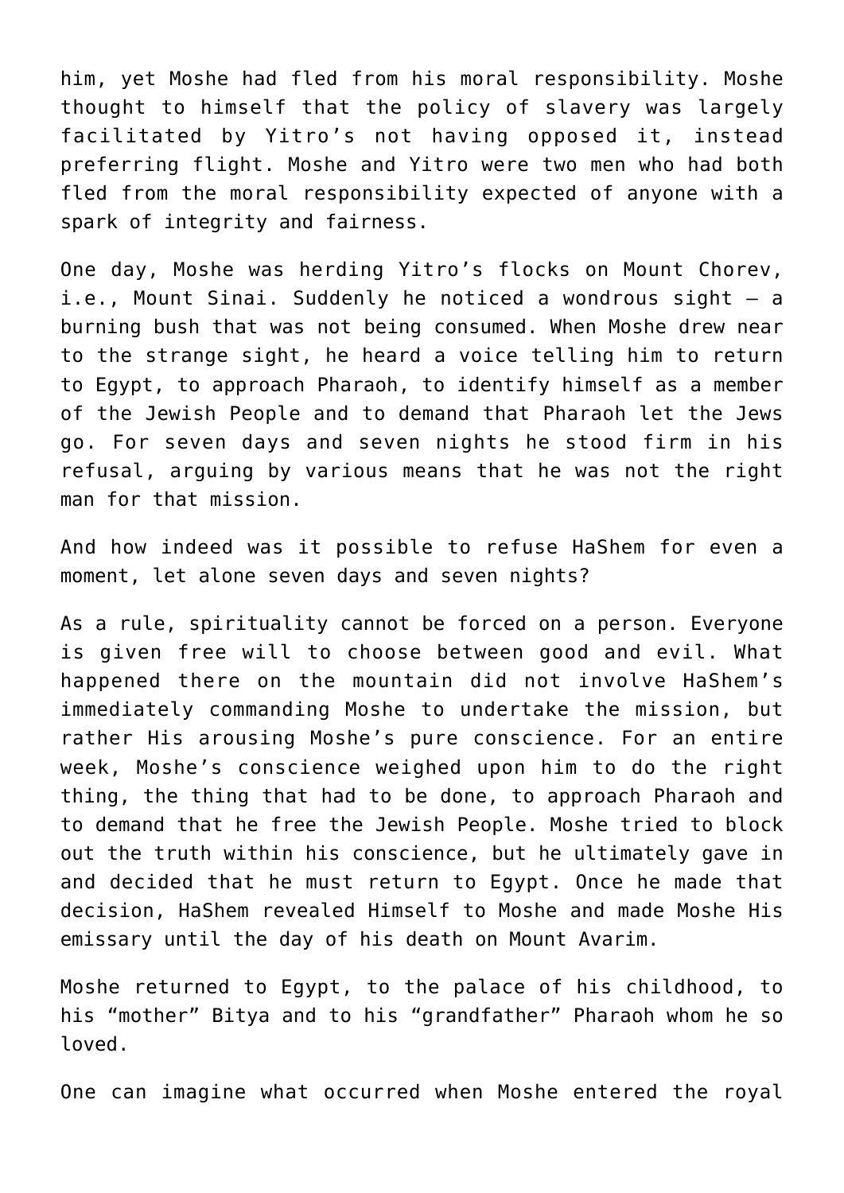him, yet Moshe had fled from his moral responsibility. Moshe thought to himself that the policy of slavery was largely facilitated by Yitro's not having opposed it, instead preferring flight. Moshe and Yitro were two men who had both fled from the moral responsibility expected of anyone with a spark of integrity and fairness.

One day, Moshe was herding Yitro's flocks on Mount Chorev, i.e., Mount Sinai. Suddenly he noticed a wondrous sight – a burning bush that was not being consumed. When Moshe drew near to the strange sight, he heard a voice telling him to return to Egypt, to approach Pharaoh, to identify himself as a member of the Jewish People and to demand that Pharaoh let the Jews go. For seven days and seven nights he stood firm in his refusal, arguing by various means that he was not the right man for that mission.

And how indeed was it possible to refuse HaShem for even a moment, let alone seven days and seven nights?

As a rule, spirituality cannot be forced on a person. Everyone is given free will to choose between good and evil. What happened there on the mountain did not involve HaShem's immediately commanding Moshe to undertake the mission, but rather His arousing Moshe's pure conscience. For an entire week, Moshe's conscience weighed upon him to do the right thing, the thing that had to be done, to approach Pharaoh and to demand that he free the Jewish People. Moshe tried to block out the truth within his conscience, but he ultimately gave in and decided that he must return to Egypt. Once he made that decision, HaShem revealed Himself to Moshe and made Moshe His emissary until the day of his death on Mount Avarim.

Moshe returned to Egypt, to the palace of his childhood, to his "mother" Bitya and to his "grandfather" Pharaoh whom he so loved.

One can imagine what occurred when Moshe entered the royal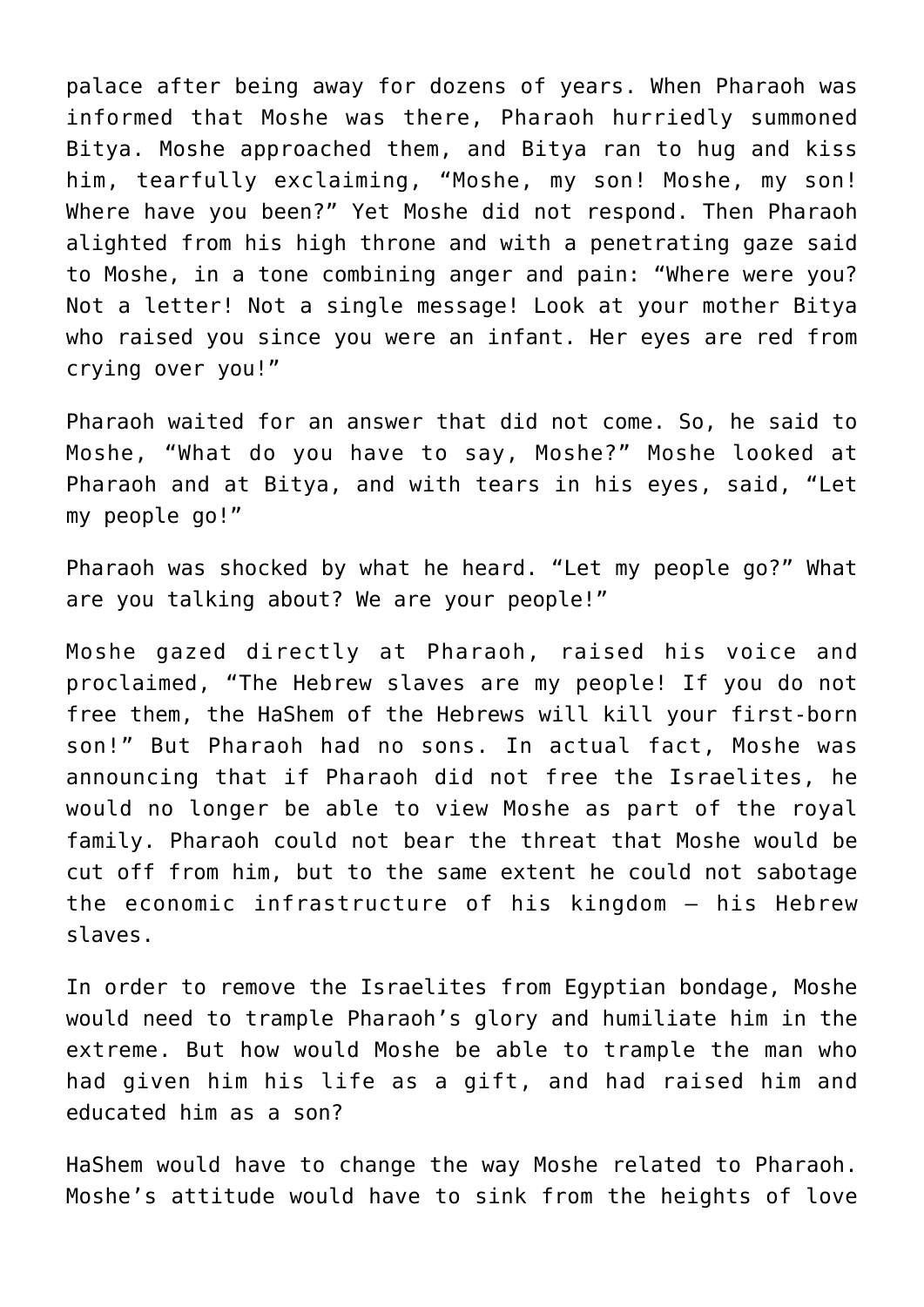palace after being away for dozens of years. When Pharaoh was informed that Moshe was there, Pharaoh hurriedly summoned Bitya. Moshe approached them, and Bitya ran to hug and kiss him, tearfully exclaiming, "Moshe, my son! Moshe, my son! Where have you been?" Yet Moshe did not respond. Then Pharaoh alighted from his high throne and with a penetrating gaze said to Moshe, in a tone combining anger and pain: "Where were you? Not a letter! Not a single message! Look at your mother Bitya who raised you since you were an infant. Her eyes are red from crying over you!"

Pharaoh waited for an answer that did not come. So, he said to Moshe, "What do you have to say, Moshe?" Moshe looked at Pharaoh and at Bitya, and with tears in his eyes, said, "Let my people go!"

Pharaoh was shocked by what he heard. "Let my people go?" What are you talking about? We are your people!"

Moshe gazed directly at Pharaoh, raised his voice and proclaimed, "The Hebrew slaves are my people! If you do not free them, the HaShem of the Hebrews will kill your first-born son!" But Pharaoh had no sons. In actual fact, Moshe was announcing that if Pharaoh did not free the Israelites, he would no longer be able to view Moshe as part of the royal family. Pharaoh could not bear the threat that Moshe would be cut off from him, but to the same extent he could not sabotage the economic infrastructure of his kingdom – his Hebrew slaves.

In order to remove the Israelites from Egyptian bondage, Moshe would need to trample Pharaoh's glory and humiliate him in the extreme. But how would Moshe be able to trample the man who had given him his life as a gift, and had raised him and educated him as a son?

HaShem would have to change the way Moshe related to Pharaoh. Moshe's attitude would have to sink from the heights of love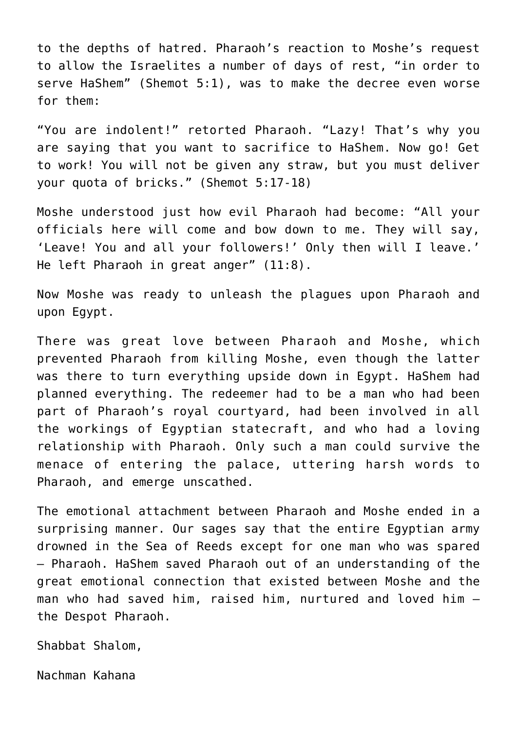to the depths of hatred. Pharaoh's reaction to Moshe's request to allow the Israelites a number of days of rest, "in order to serve HaShem" (Shemot 5:1), was to make the decree even worse for them:

"You are indolent!" retorted Pharaoh. "Lazy! That's why you are saying that you want to sacrifice to HaShem. Now go! Get to work! You will not be given any straw, but you must deliver your quota of bricks." (Shemot 5:17-18)

Moshe understood just how evil Pharaoh had become: "All your officials here will come and bow down to me. They will say, 'Leave! You and all your followers!' Only then will I leave.' He left Pharaoh in great anger" (11:8).

Now Moshe was ready to unleash the plagues upon Pharaoh and upon Egypt.

There was great love between Pharaoh and Moshe, which prevented Pharaoh from killing Moshe, even though the latter was there to turn everything upside down in Egypt. HaShem had planned everything. The redeemer had to be a man who had been part of Pharaoh's royal courtyard, had been involved in all the workings of Egyptian statecraft, and who had a loving relationship with Pharaoh. Only such a man could survive the menace of entering the palace, uttering harsh words to Pharaoh, and emerge unscathed.

The emotional attachment between Pharaoh and Moshe ended in a surprising manner. Our sages say that the entire Egyptian army drowned in the Sea of Reeds except for one man who was spared – Pharaoh. HaShem saved Pharaoh out of an understanding of the great emotional connection that existed between Moshe and the man who had saved him, raised him, nurtured and loved him – the Despot Pharaoh.

Shabbat Shalom,

Nachman Kahana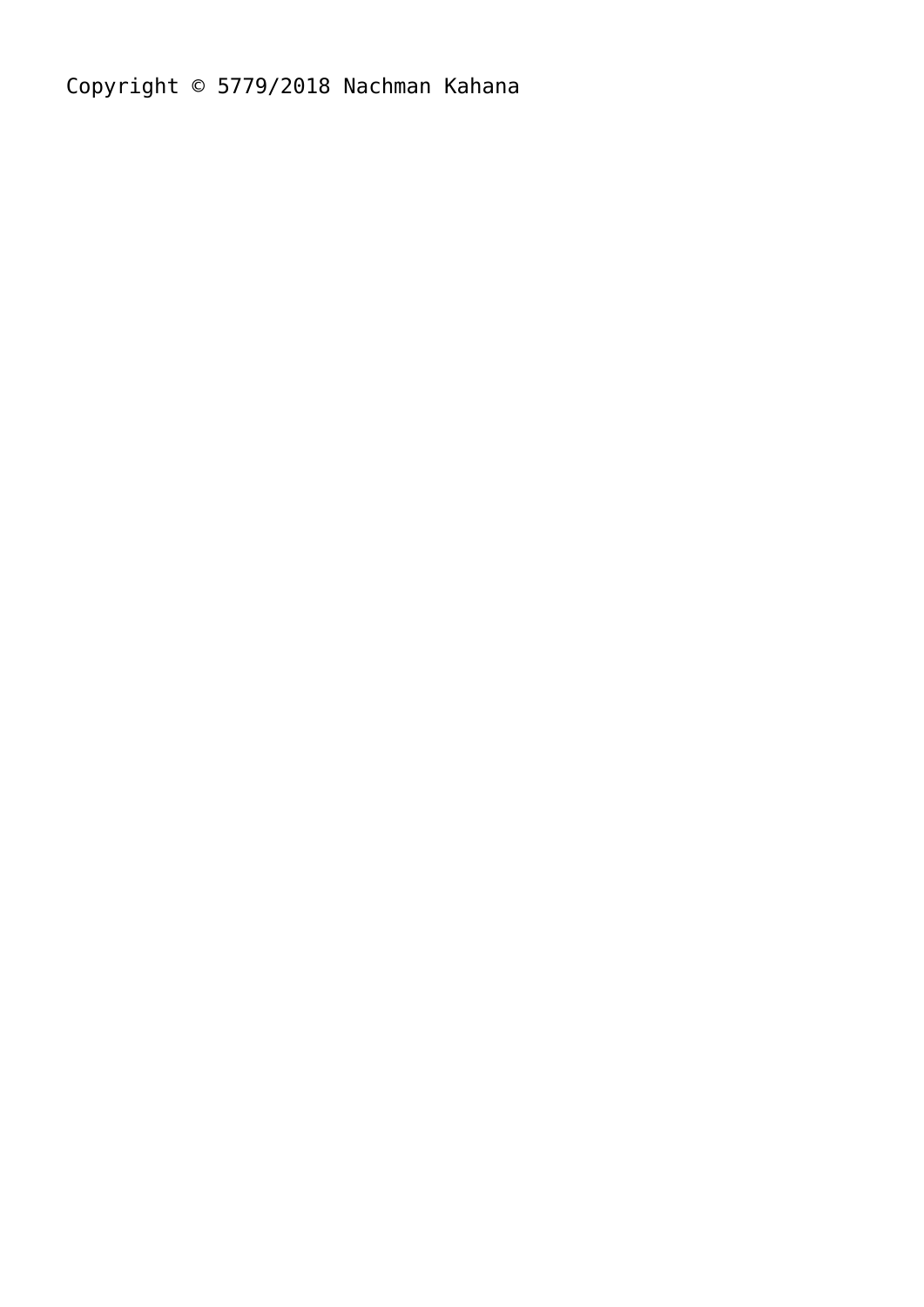Copyright © 5779/2018 Nachman Kahana